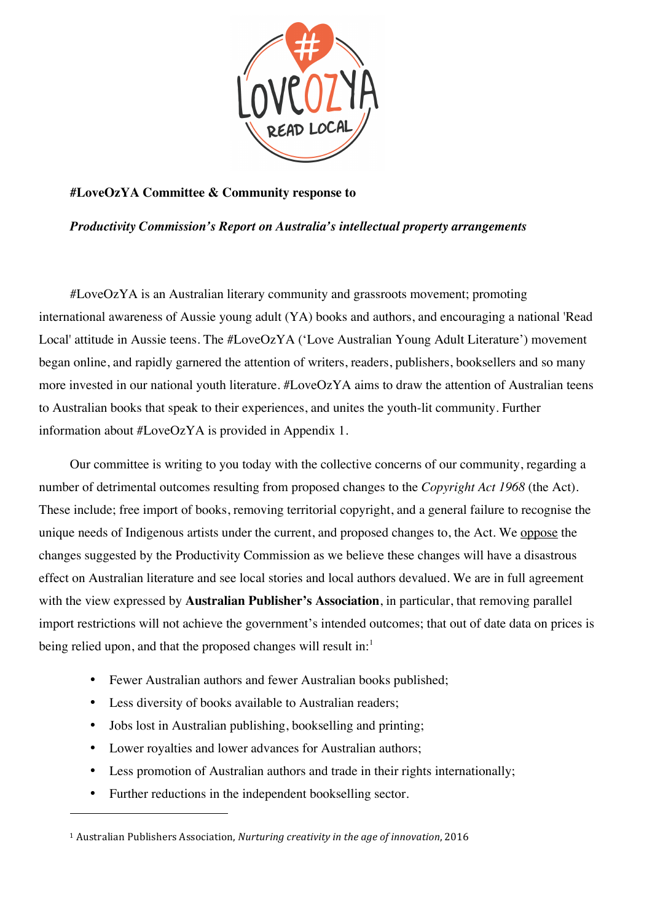**#LoveOzYA Committee & Community response to**

***Productivity Commission's Report on Australia's intellectual property arrangements***

#LoveOzYA is an Australian literary community and grassroots movement; promoting international awareness of Aussie young adult (YA) books and authors, and encouraging a national 'Read Local' attitude in Aussie teens. The #LoveOzYA ('Love Australian Young Adult Literature') movement began online, and rapidly garnered the attention of writers, readers, publishers, booksellers and so many more invested in our national youth literature. #LoveOzYA aims to draw the attention of Australian teens to Australian books that speak to their experiences, and unites the youth-lit community. Further information about #LoveOzYA is provided in Appendix 1.

Our committee is writing to you today with the collective concerns of our community, regarding a number of detrimental outcomes resulting from proposed changes to the *Copyright Act 1968* (the Act). These include; free import of books, removing territorial copyright, and a general failure to recognise the unique needs of Indigenous artists under the current, and proposed changes to, the Act. We oppose the changes suggested by the Productivity Commission as we believe these changes will have a disastrous effect on Australian literature and see local stories and local authors devalued. We are in full agreement with the view expressed by **Australian Publisher's Association**, in particular, that removing parallel import restrictions will not achieve the government's intended outcomes; that out of date data on prices is being relied upon, and that the proposed changes will result in:[1]

- Fewer Australian authors and fewer Australian books published;
- Less diversity of books available to Australian readers;
- Jobs lost in Australian publishing, bookselling and printing;
- Lower royalties and lower advances for Australian authors;
- Less promotion of Australian authors and trade in their rights internationally;
- Further reductions in the independent bookselling sector.

---

[1] Australian Publishers Association, *Nurturing creativity in the age of innovation*, 2016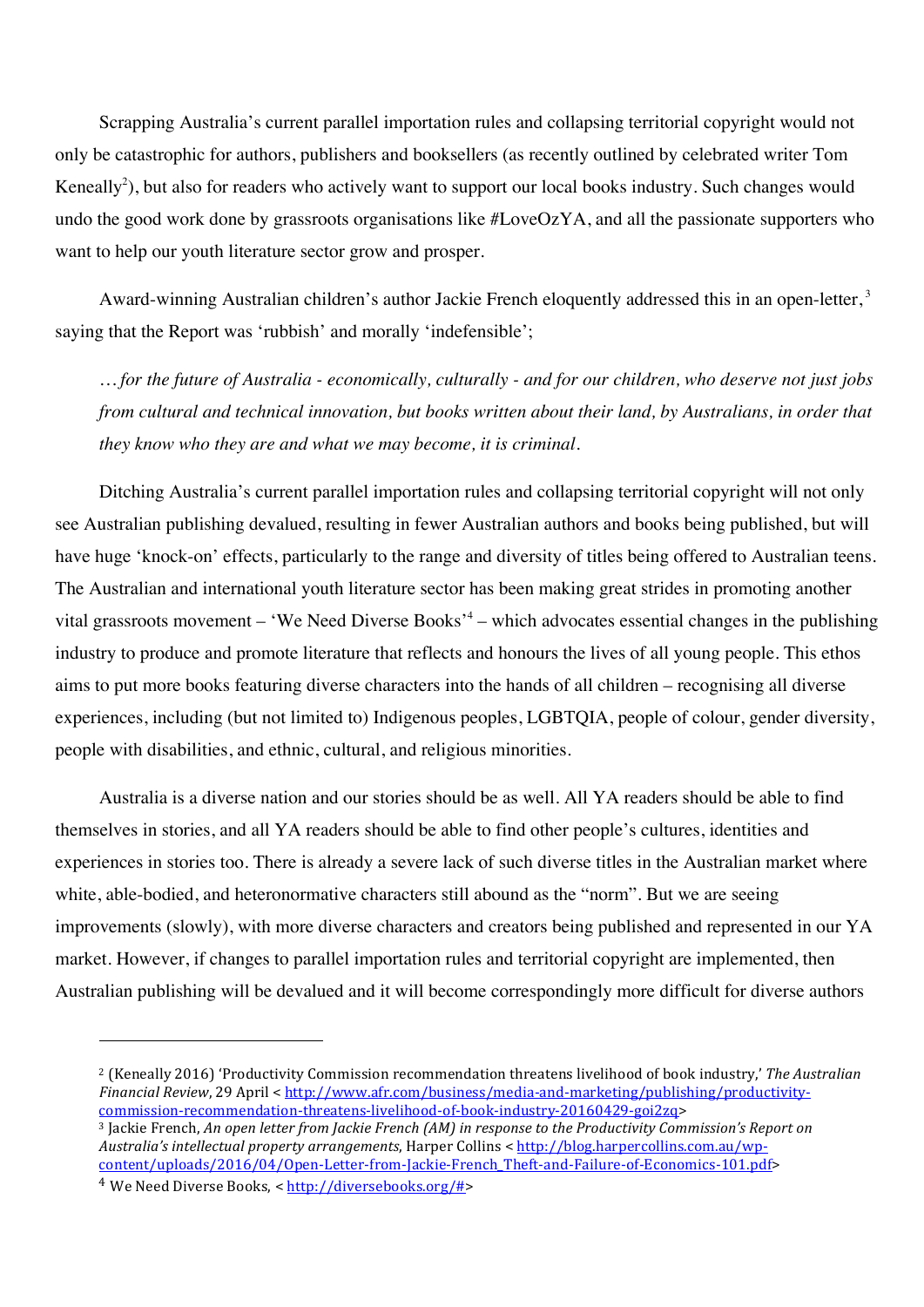Scrapping Australia's current parallel importation rules and collapsing territorial copyright would not only be catastrophic for authors, publishers and booksellers (as recently outlined by celebrated writer Tom Keneally[2]), but also for readers who actively want to support our local books industry. Such changes would undo the good work done by grassroots organisations like #LoveOzYA, and all the passionate supporters who want to help our youth literature sector grow and prosper.

Award-winning Australian children's author Jackie French eloquently addressed this in an open-letter,[3] saying that the Report was 'rubbish' and morally 'indefensible';

> *…for the future of Australia - economically, culturally - and for our children, who deserve not just jobs from cultural and technical innovation, but books written about their land, by Australians, in order that they know who they are and what we may become, it is criminal.*

Ditching Australia's current parallel importation rules and collapsing territorial copyright will not only see Australian publishing devalued, resulting in fewer Australian authors and books being published, but will have huge 'knock-on' effects, particularly to the range and diversity of titles being offered to Australian teens. The Australian and international youth literature sector has been making great strides in promoting another vital grassroots movement – 'We Need Diverse Books'[4] – which advocates essential changes in the publishing industry to produce and promote literature that reflects and honours the lives of all young people. This ethos aims to put more books featuring diverse characters into the hands of all children – recognising all diverse experiences, including (but not limited to) Indigenous peoples, LGBTQIA, people of colour, gender diversity, people with disabilities, and ethnic, cultural, and religious minorities.

Australia is a diverse nation and our stories should be as well. All YA readers should be able to find themselves in stories, and all YA readers should be able to find other people's cultures, identities and experiences in stories too. There is already a severe lack of such diverse titles in the Australian market where white, able-bodied, and heteronormative characters still abound as the "norm". But we are seeing improvements (slowly), with more diverse characters and creators being published and represented in our YA market. However, if changes to parallel importation rules and territorial copyright are implemented, then Australian publishing will be devalued and it will become correspondingly more difficult for diverse authors

---

[2] (Keneally 2016) 'Productivity Commission recommendation threatens livelihood of book industry,' *The Australian Financial Review*, 29 April < http://www.afr.com/business/media-and-marketing/publishing/productivity-commission-recommendation-threatens-livelihood-of-book-industry-20160429-goi2zq>

[3] Jackie French, *An open letter from Jackie French (AM) in response to the Productivity Commission's Report on Australia's intellectual property arrangements*, Harper Collins < http://blog.harpercollins.com.au/wp-content/uploads/2016/04/Open-Letter-from-Jackie-French_Theft-and-Failure-of-Economics-101.pdf>

[4] We Need Diverse Books, < http://diversebooks.org/#>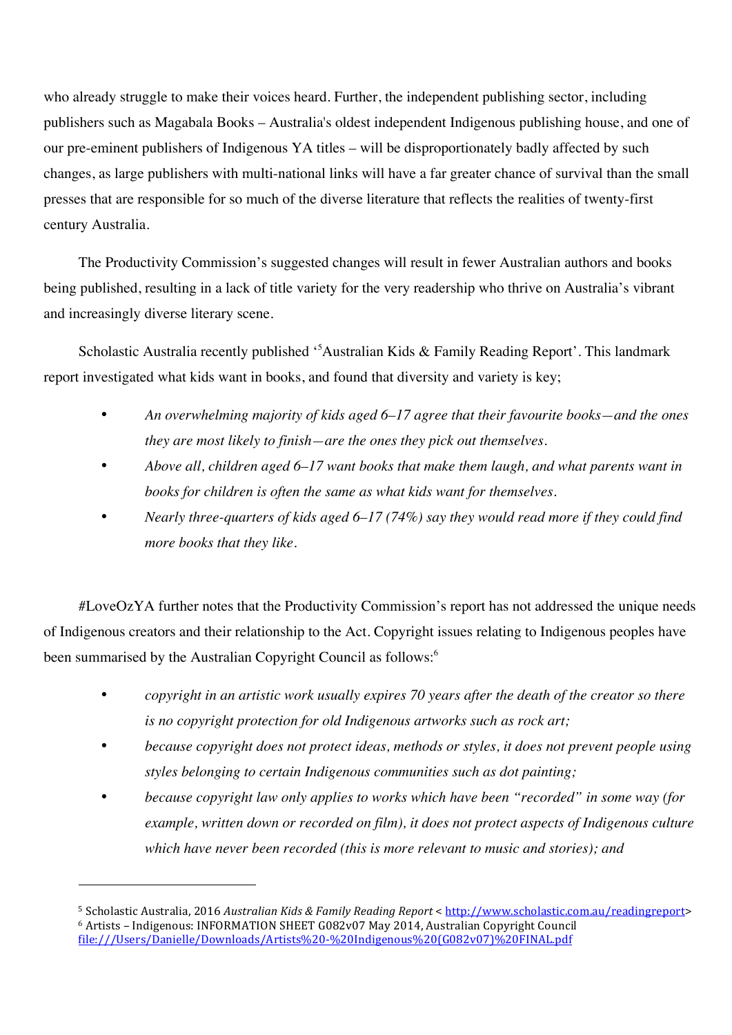who already struggle to make their voices heard. Further, the independent publishing sector, including publishers such as Magabala Books – Australia's oldest independent Indigenous publishing house, and one of our pre-eminent publishers of Indigenous YA titles – will be disproportionately badly affected by such changes, as large publishers with multi-national links will have a far greater chance of survival than the small presses that are responsible for so much of the diverse literature that reflects the realities of twenty-first century Australia.

The Productivity Commission's suggested changes will result in fewer Australian authors and books being published, resulting in a lack of title variety for the very readership who thrive on Australia's vibrant and increasingly diverse literary scene.

Scholastic Australia recently published '[5]Australian Kids & Family Reading Report'. This landmark report investigated what kids want in books, and found that diversity and variety is key;

- *An overwhelming majority of kids aged 6–17 agree that their favourite books—and the ones they are most likely to finish—are the ones they pick out themselves.*
- *Above all, children aged 6–17 want books that make them laugh, and what parents want in books for children is often the same as what kids want for themselves.*
- *Nearly three-quarters of kids aged 6–17 (74%) say they would read more if they could find more books that they like.*

#LoveOzYA further notes that the Productivity Commission's report has not addressed the unique needs of Indigenous creators and their relationship to the Act. Copyright issues relating to Indigenous peoples have been summarised by the Australian Copyright Council as follows:[6]

- *copyright in an artistic work usually expires 70 years after the death of the creator so there is no copyright protection for old Indigenous artworks such as rock art;*
- *because copyright does not protect ideas, methods or styles, it does not prevent people using styles belonging to certain Indigenous communities such as dot painting;*
- *because copyright law only applies to works which have been "recorded" in some way (for example, written down or recorded on film), it does not protect aspects of Indigenous culture which have never been recorded (this is more relevant to music and stories); and*

---

[5] Scholastic Australia, 2016 *Australian Kids & Family Reading Report* < http://www.scholastic.com.au/readingreport>

[6] Artists – Indigenous: INFORMATION SHEET G082v07 May 2014, Australian Copyright Council file:///Users/Danielle/Downloads/Artists%20-%20Indigenous%20(G082v07)%20FINAL.pdf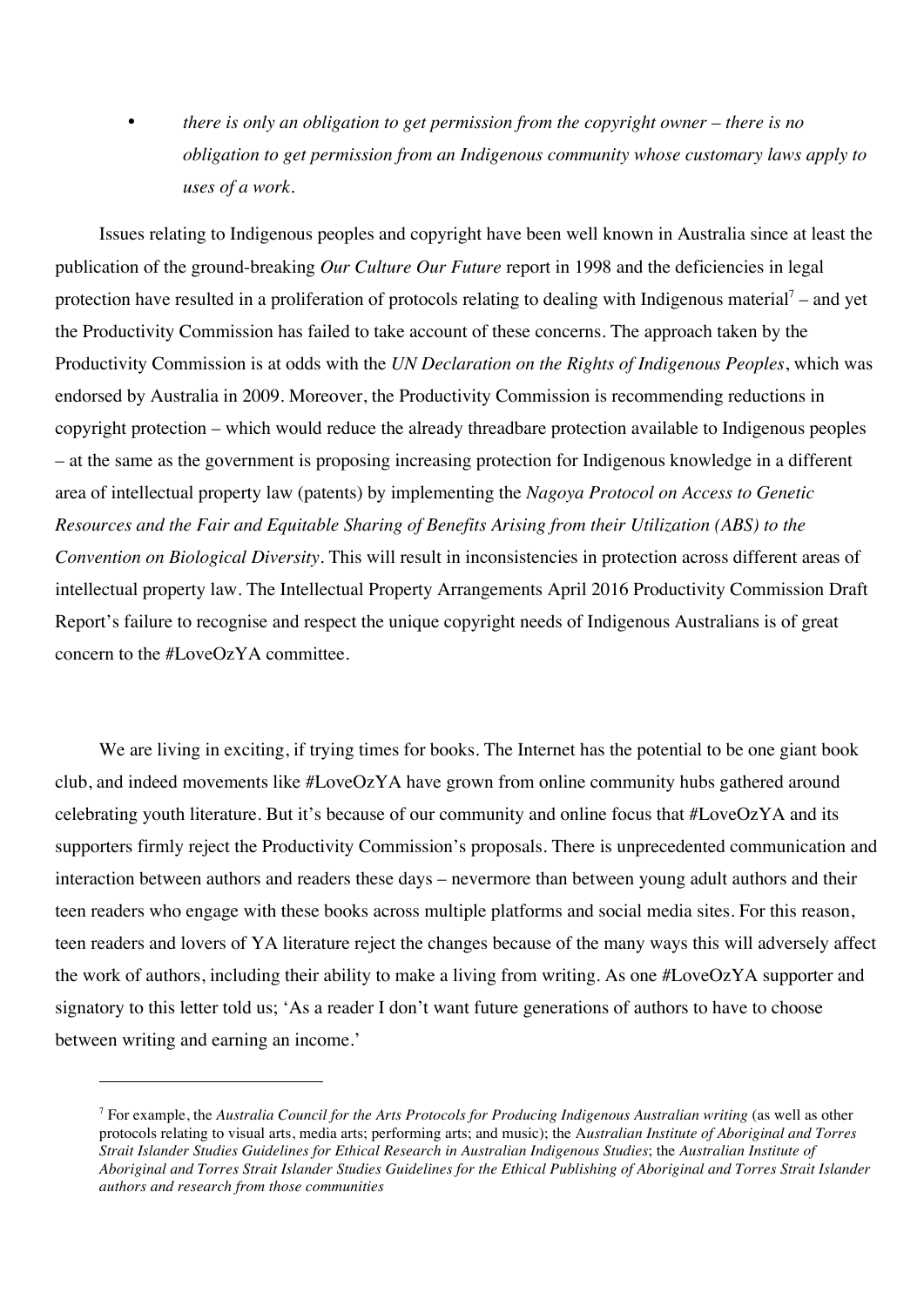- *there is only an obligation to get permission from the copyright owner – there is no obligation to get permission from an Indigenous community whose customary laws apply to uses of a work.*

Issues relating to Indigenous peoples and copyright have been well known in Australia since at least the publication of the ground-breaking *Our Culture Our Future* report in 1998 and the deficiencies in legal protection have resulted in a proliferation of protocols relating to dealing with Indigenous material[7] – and yet the Productivity Commission has failed to take account of these concerns. The approach taken by the Productivity Commission is at odds with the *UN Declaration on the Rights of Indigenous Peoples*, which was endorsed by Australia in 2009. Moreover, the Productivity Commission is recommending reductions in copyright protection – which would reduce the already threadbare protection available to Indigenous peoples – at the same as the government is proposing increasing protection for Indigenous knowledge in a different area of intellectual property law (patents) by implementing the *Nagoya Protocol on Access to Genetic Resources and the Fair and Equitable Sharing of Benefits Arising from their Utilization (ABS) to the Convention on Biological Diversity*. This will result in inconsistencies in protection across different areas of intellectual property law. The Intellectual Property Arrangements April 2016 Productivity Commission Draft Report's failure to recognise and respect the unique copyright needs of Indigenous Australians is of great concern to the #LoveOzYA committee.

We are living in exciting, if trying times for books. The Internet has the potential to be one giant book club, and indeed movements like #LoveOzYA have grown from online community hubs gathered around celebrating youth literature. But it's because of our community and online focus that #LoveOzYA and its supporters firmly reject the Productivity Commission's proposals. There is unprecedented communication and interaction between authors and readers these days – nevermore than between young adult authors and their teen readers who engage with these books across multiple platforms and social media sites. For this reason, teen readers and lovers of YA literature reject the changes because of the many ways this will adversely affect the work of authors, including their ability to make a living from writing. As one #LoveOzYA supporter and signatory to this letter told us; 'As a reader I don't want future generations of authors to have to choose between writing and earning an income.'

---

[7] For example, the *Australia Council for the Arts Protocols for Producing Indigenous Australian writing* (as well as other protocols relating to visual arts, media arts; performing arts; and music); the A*ustralian Institute of Aboriginal and Torres Strait Islander Studies Guidelines for Ethical Research in Australian Indigenous Studies*; the *Australian Institute of Aboriginal and Torres Strait Islander Studies Guidelines for the Ethical Publishing of Aboriginal and Torres Strait Islander authors and research from those communities*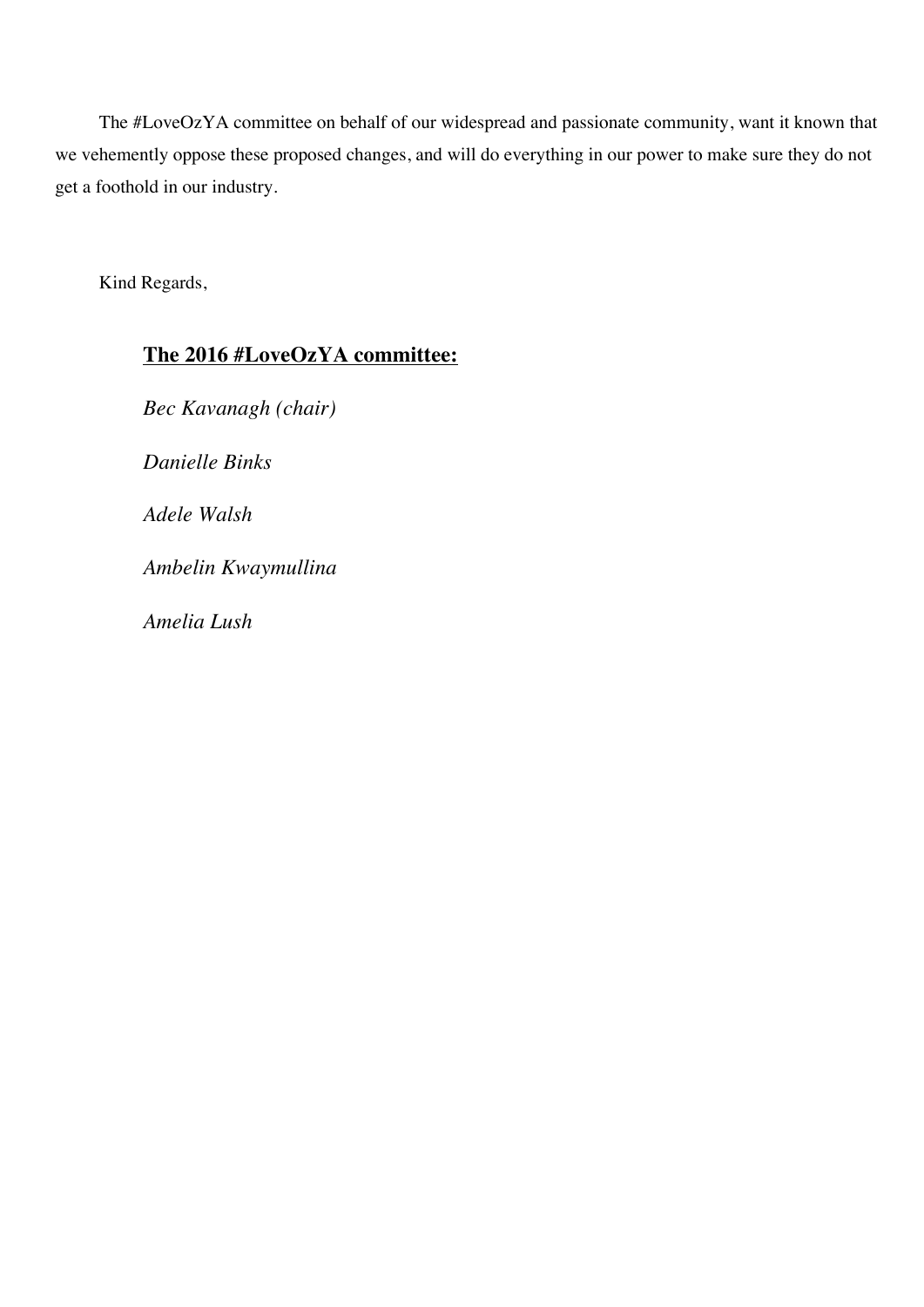The #LoveOzYA committee on behalf of our widespread and passionate community, want it known that we vehemently oppose these proposed changes, and will do everything in our power to make sure they do not get a foothold in our industry.

Kind Regards,

**The 2016 #LoveOzYA committee:**

*Bec Kavanagh (chair)*

*Danielle Binks*

*Adele Walsh*

*Ambelin Kwaymullina*

*Amelia Lush*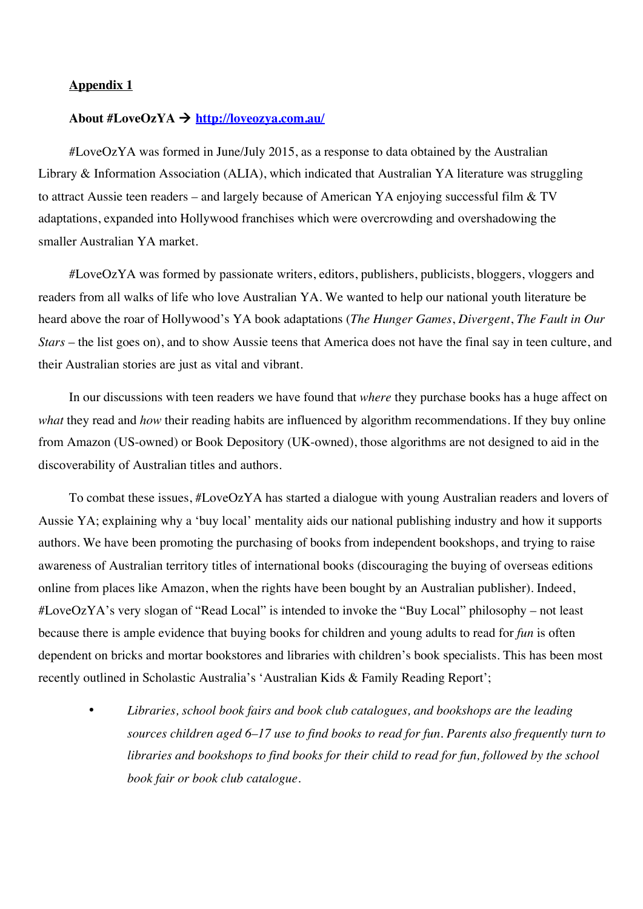**Appendix 1**

**About #LoveOzYA → [http://loveozya.com.au/](http://loveozya.com.au/)**

#LoveOzYA was formed in June/July 2015, as a response to data obtained by the Australian Library & Information Association (ALIA), which indicated that Australian YA literature was struggling to attract Aussie teen readers – and largely because of American YA enjoying successful film & TV adaptations, expanded into Hollywood franchises which were overcrowding and overshadowing the smaller Australian YA market.

#LoveOzYA was formed by passionate writers, editors, publishers, publicists, bloggers, vloggers and readers from all walks of life who love Australian YA. We wanted to help our national youth literature be heard above the roar of Hollywood's YA book adaptations (*The Hunger Games*, *Divergent*, *The Fault in Our Stars* – the list goes on), and to show Aussie teens that America does not have the final say in teen culture, and their Australian stories are just as vital and vibrant.

In our discussions with teen readers we have found that *where* they purchase books has a huge affect on *what* they read and *how* their reading habits are influenced by algorithm recommendations. If they buy online from Amazon (US-owned) or Book Depository (UK-owned), those algorithms are not designed to aid in the discoverability of Australian titles and authors.

To combat these issues, #LoveOzYA has started a dialogue with young Australian readers and lovers of Aussie YA; explaining why a 'buy local' mentality aids our national publishing industry and how it supports authors. We have been promoting the purchasing of books from independent bookshops, and trying to raise awareness of Australian territory titles of international books (discouraging the buying of overseas editions online from places like Amazon, when the rights have been bought by an Australian publisher). Indeed, #LoveOzYA's very slogan of "Read Local" is intended to invoke the "Buy Local" philosophy – not least because there is ample evidence that buying books for children and young adults to read for *fun* is often dependent on bricks and mortar bookstores and libraries with children's book specialists. This has been most recently outlined in Scholastic Australia's 'Australian Kids & Family Reading Report';

- *Libraries, school book fairs and book club catalogues, and bookshops are the leading sources children aged 6–17 use to find books to read for fun. Parents also frequently turn to libraries and bookshops to find books for their child to read for fun, followed by the school book fair or book club catalogue.*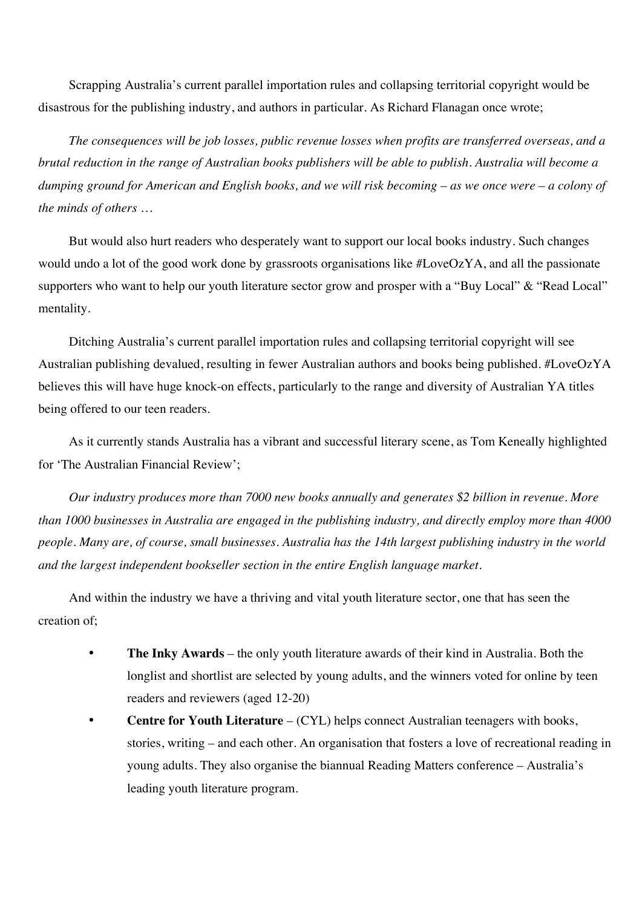Scrapping Australia's current parallel importation rules and collapsing territorial copyright would be disastrous for the publishing industry, and authors in particular. As Richard Flanagan once wrote;

*The consequences will be job losses, public revenue losses when profits are transferred overseas, and a brutal reduction in the range of Australian books publishers will be able to publish. Australia will become a dumping ground for American and English books, and we will risk becoming – as we once were – a colony of the minds of others …*

But would also hurt readers who desperately want to support our local books industry. Such changes would undo a lot of the good work done by grassroots organisations like #LoveOzYA, and all the passionate supporters who want to help our youth literature sector grow and prosper with a "Buy Local" & "Read Local" mentality.

Ditching Australia's current parallel importation rules and collapsing territorial copyright will see Australian publishing devalued, resulting in fewer Australian authors and books being published. #LoveOzYA believes this will have huge knock-on effects, particularly to the range and diversity of Australian YA titles being offered to our teen readers.

As it currently stands Australia has a vibrant and successful literary scene, as Tom Keneally highlighted for 'The Australian Financial Review';

*Our industry produces more than 7000 new books annually and generates $2 billion in revenue. More than 1000 businesses in Australia are engaged in the publishing industry, and directly employ more than 4000 people. Many are, of course, small businesses. Australia has the 14th largest publishing industry in the world and the largest independent bookseller section in the entire English language market.*

And within the industry we have a thriving and vital youth literature sector, one that has seen the creation of;

- **The Inky Awards** – the only youth literature awards of their kind in Australia. Both the longlist and shortlist are selected by young adults, and the winners voted for online by teen readers and reviewers (aged 12-20)
- **Centre for Youth Literature** – (CYL) helps connect Australian teenagers with books, stories, writing – and each other. An organisation that fosters a love of recreational reading in young adults. They also organise the biannual Reading Matters conference – Australia's leading youth literature program.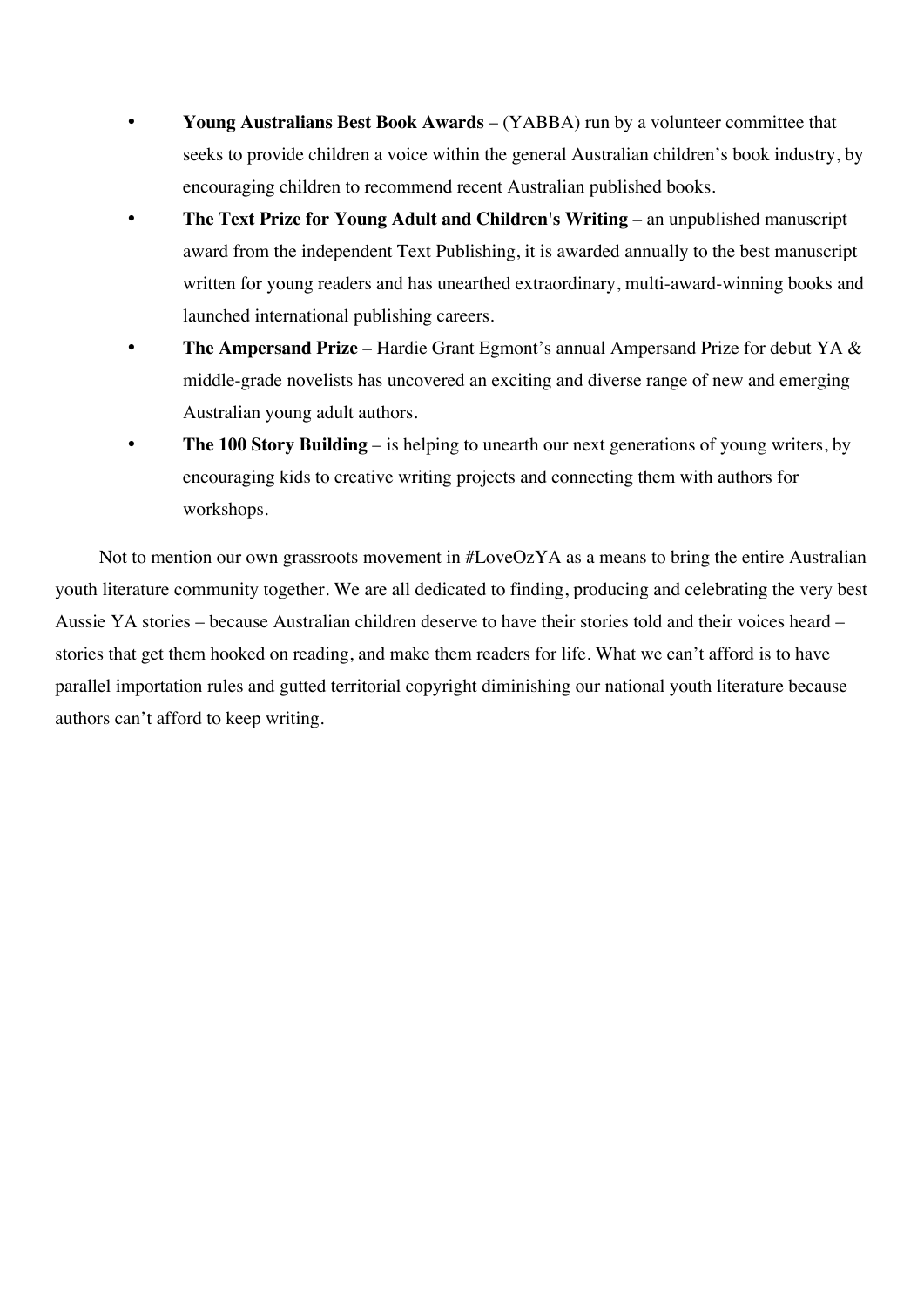- **Young Australians Best Book Awards** – (YABBA) run by a volunteer committee that seeks to provide children a voice within the general Australian children's book industry, by encouraging children to recommend recent Australian published books.
- **The Text Prize for Young Adult and Children's Writing** – an unpublished manuscript award from the independent Text Publishing, it is awarded annually to the best manuscript written for young readers and has unearthed extraordinary, multi-award-winning books and launched international publishing careers.
- **The Ampersand Prize** – Hardie Grant Egmont's annual Ampersand Prize for debut YA & middle-grade novelists has uncovered an exciting and diverse range of new and emerging Australian young adult authors.
- **The 100 Story Building** – is helping to unearth our next generations of young writers, by encouraging kids to creative writing projects and connecting them with authors for workshops.

Not to mention our own grassroots movement in #LoveOzYA as a means to bring the entire Australian youth literature community together. We are all dedicated to finding, producing and celebrating the very best Aussie YA stories – because Australian children deserve to have their stories told and their voices heard – stories that get them hooked on reading, and make them readers for life. What we can't afford is to have parallel importation rules and gutted territorial copyright diminishing our national youth literature because authors can't afford to keep writing.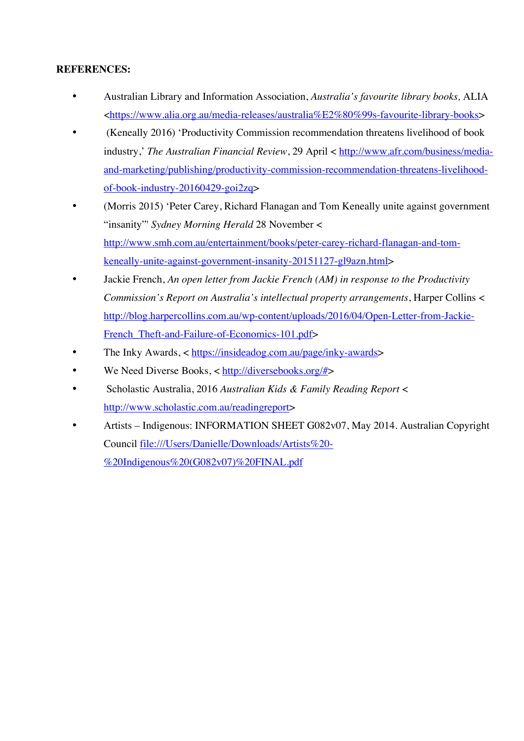**REFERENCES:**

- Australian Library and Information Association, *Australia's favourite library books,* ALIA <https://www.alia.org.au/media-releases/australia%E2%80%99s-favourite-library-books>
- (Keneally 2016) 'Productivity Commission recommendation threatens livelihood of book industry,' *The Australian Financial Review*, 29 April < http://www.afr.com/business/media-and-marketing/publishing/productivity-commission-recommendation-threatens-livelihood-of-book-industry-20160429-goi2zq>
- (Morris 2015) 'Peter Carey, Richard Flanagan and Tom Keneally unite against government "insanity"' *Sydney Morning Herald* 28 November < http://www.smh.com.au/entertainment/books/peter-carey-richard-flanagan-and-tom-keneally-unite-against-government-insanity-20151127-gl9azn.html>
- Jackie French, *An open letter from Jackie French (AM) in response to the Productivity Commission's Report on Australia's intellectual property arrangements*, Harper Collins < http://blog.harpercollins.com.au/wp-content/uploads/2016/04/Open-Letter-from-Jackie-French_Theft-and-Failure-of-Economics-101.pdf>
- The Inky Awards, < https://insideadog.com.au/page/inky-awards>
- We Need Diverse Books, < http://diversebooks.org/#>
- Scholastic Australia, 2016 *Australian Kids & Family Reading Report* < http://www.scholastic.com.au/readingreport>
- Artists – Indigenous: INFORMATION SHEET G082v07, May 2014. Australian Copyright Council file:///Users/Danielle/Downloads/Artists%20-%20Indigenous%20(G082v07)%20FINAL.pdf